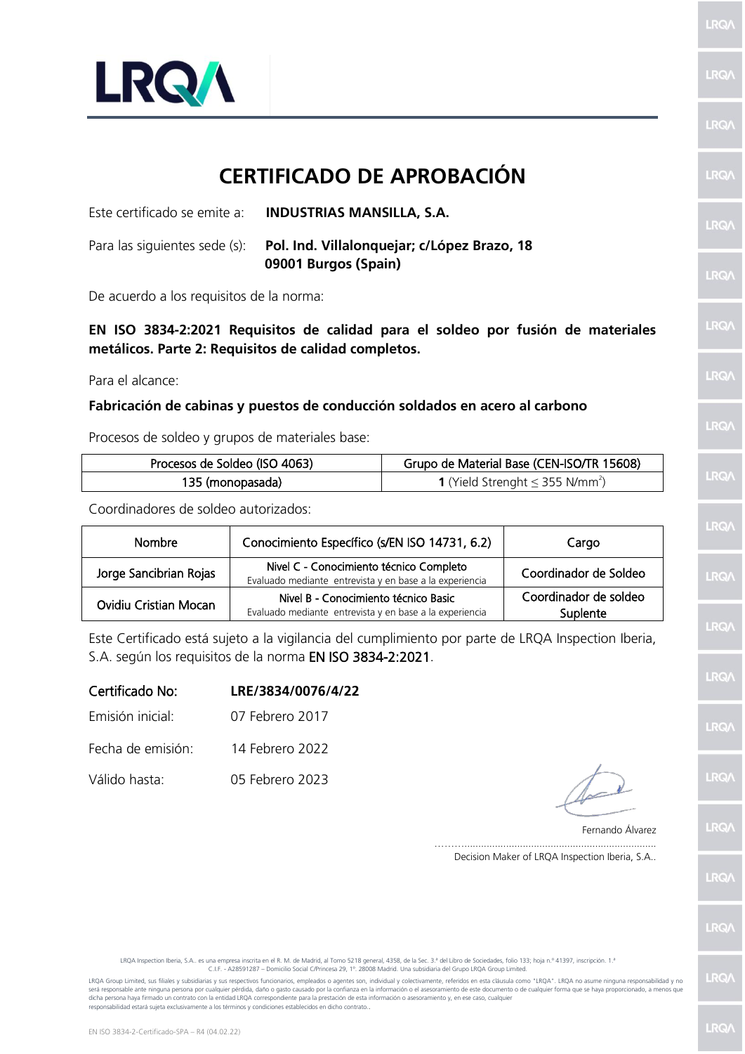LRQA

# CERTIFICADO DE APROBACIÓN

Este certificado se emite a: **INDUSTRIAS MANSILLA, S.A.**

Para las siguientes sede (s): **Pol. Ind. Villalonquejar; c/López Brazo, 18 09001 Burgos (Spain)**

De acuerdo a los requisitos de la norma:

**EN ISO 3834-2:2021 Requisitos de calidad para el soldeo por fusión de materiales metálicos. Parte 2: Requisitos de calidad completos.**

Para el alcance:

**Fabricación de cabinas y puestos de conducción soldados en acero al carbono**

Procesos de soldeo y grupos de materiales base:

| Procesos de Soldeo (ISO 4063) | Grupo de Material Base (CEN-ISO/TR 15608) |
|---|---|
| 135 (monopasada) | **1** (Yield Strenght ≤ 355 N/mm$^2$) |

Coordinadores de soldeo autorizados:

| Nombre | Conocimiento Específico (s/EN ISO 14731, 6.2) | Cargo |
|---|---|---|
| Jorge Sancibrian Rojas | Nivel C - Conocimiento técnico Completo<br>Evaluado mediante entrevista y en base a la experiencia | Coordinador de Soldeo |
| Ovidiu Cristian Mocan | Nivel B - Conocimiento técnico Basic<br>Evaluado mediante entrevista y en base a la experiencia | Coordinador de soldeo Suplente |

Este Certificado está sujeto a la vigilancia del cumplimiento por parte de LRQA Inspection Iberia, S.A. según los requisitos de la norma EN ISO 3834-2:2021.

Certificado No: **LRE/3834/0076/4/22**

Emisión inicial: 07 Febrero 2017

Fecha de emisión: 14 Febrero 2022

Válido hasta: 05 Febrero 2023

Fernando Álvarez

Decision Maker of LRQA Inspection Iberia, S.A..

LRQA Inspection Iberia, S.A.. es una empresa inscrita en el R. M. de Madrid, al Tomo 5218 general, 4358, de la Sec. 3.ª del Libro de Sociedades, folio 133; hoja n.º 41397, inscripción. 1.ª C.I.F. - A28591287 – Domicilio Social C/Princesa 29, 1º. 28008 Madrid. Una subsidiaria del Grupo LRQA Group Limited.

LRQA Group Limited, sus filiales y subsidiarias y sus respectivos funcionarios, empleados o agentes son, individual y colectivamente, referidos en esta cláusula como "LRQA". LRQA no asume ninguna responsabilidad y no será responsable ante ninguna persona por cualquier pérdida, daño o gasto causado por la confianza en la información o el asesoramiento de este documento o de cualquier forma que se haya proporcionado, a menos que dicha persona haya firmado un contrato con la entidad LRQA correspondiente para la prestación de esta información o asesoramiento y, en ese caso, cualquier responsabilidad estará sujeta exclusivamente a los términos y condiciones establecidos en dicho contrato..

EN ISO 3834-2-Certificado-SPA – R4 (04.02.22)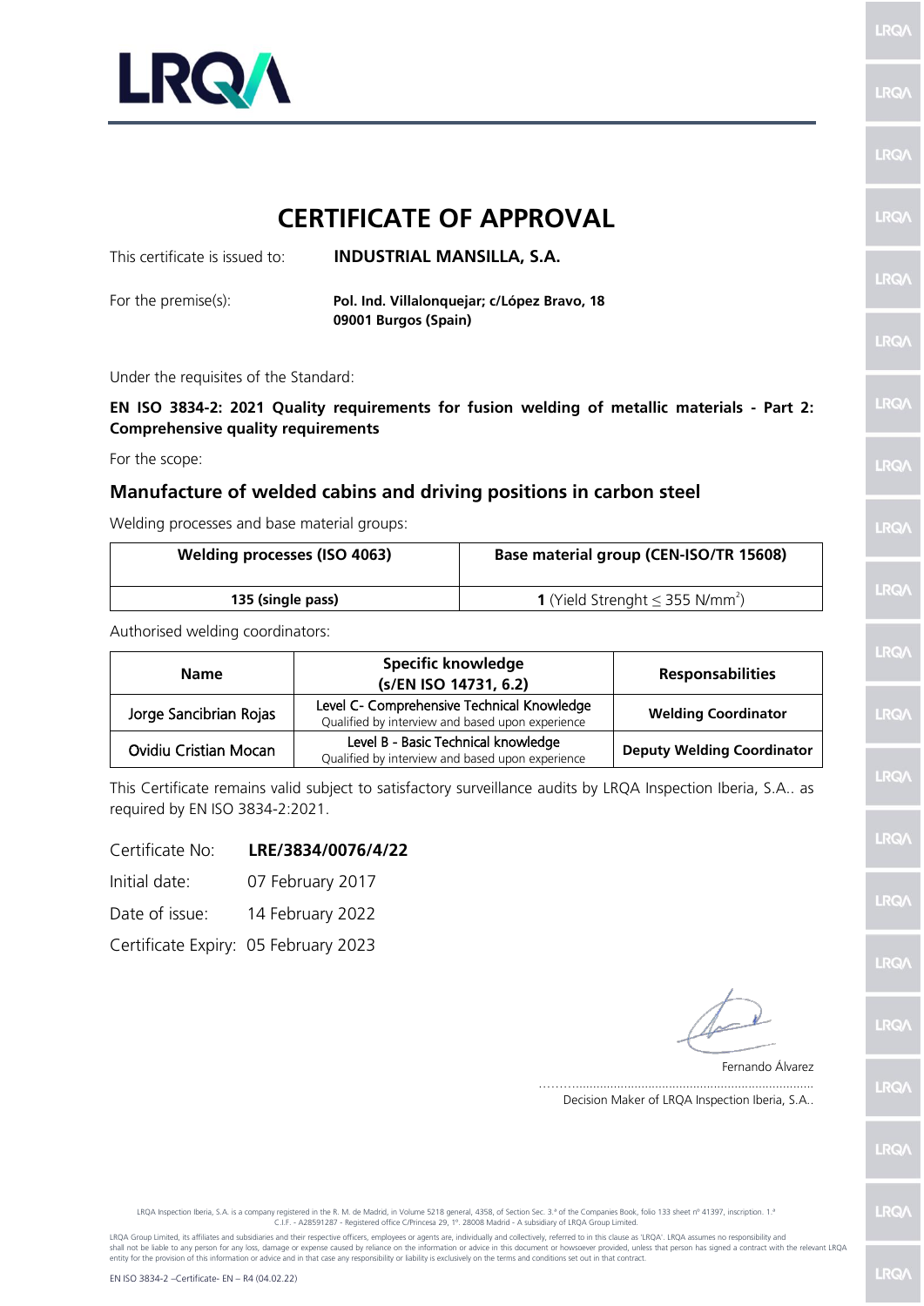# CERTIFICATE OF APPROVAL

This certificate is issued to: **INDUSTRIAL MANSILLA, S.A.**

For the premise(s): **Pol. Ind. Villalonquejar; c/López Bravo, 18**
**09001 Burgos (Spain)**

Under the requisites of the Standard:

**EN ISO 3834-2: 2021 Quality requirements for fusion welding of metallic materials - Part 2: Comprehensive quality requirements**

For the scope:

## Manufacture of welded cabins and driving positions in carbon steel

Welding processes and base material groups:

| Welding processes (ISO 4063) | Base material group (CEN-ISO/TR 15608) |
|---|---|
| **135 (single pass)** | **1** (Yield Strenght ≤ 355 N/mm$^2$) |

Authorised welding coordinators:

| Name | Specific knowledge (s/EN ISO 14731, 6.2) | Responsabilities |
|---|---|---|
| Jorge Sancibrian Rojas | Level C- Comprehensive Technical Knowledge<br>Qualified by interview and based upon experience | **Welding Coordinator** |
| Ovidiu Cristian Mocan | Level B - Basic Technical knowledge<br>Qualified by interview and based upon experience | **Deputy Welding Coordinator** |

This Certificate remains valid subject to satisfactory surveillance audits by LRQA Inspection Iberia, S.A.. as required by EN ISO 3834-2:2021.

Certificate No: **LRE/3834/0076/4/22**

Initial date: 07 February 2017

Date of issue: 14 February 2022

Certificate Expiry: 05 February 2023

Fernando Álvarez

Decision Maker of LRQA Inspection Iberia, S.A..

LRQA Inspection Iberia, S.A. is a company registered in the R. M. de Madrid, in Volume 5218 general, 4358, of Section Sec. 3.ª of the Companies Book, folio 133 sheet nº 41397, inscription. 1.ª C.I.F. - A28591287 - Registered office C/Princesa 29, 1º. 28008 Madrid - A subsidiary of LRQA Group Limited.

LRQA Group Limited, its affiliates and subsidiaries and their respective officers, employees or agents are, individually and collectively, referred to in this clause as 'LRQA'. LRQA assumes no responsibility and shall not be liable to any person for any loss, damage or expense caused by reliance on the information or advice in this document or howsoever provided, unless that person has signed a contract with the relevant LRQA entity for the provision of this information or advice and in that case any responsibility or liability is exclusively on the terms and conditions set out in that contract.

EN ISO 3834-2 –Certificate- EN – R4 (04.02.22)